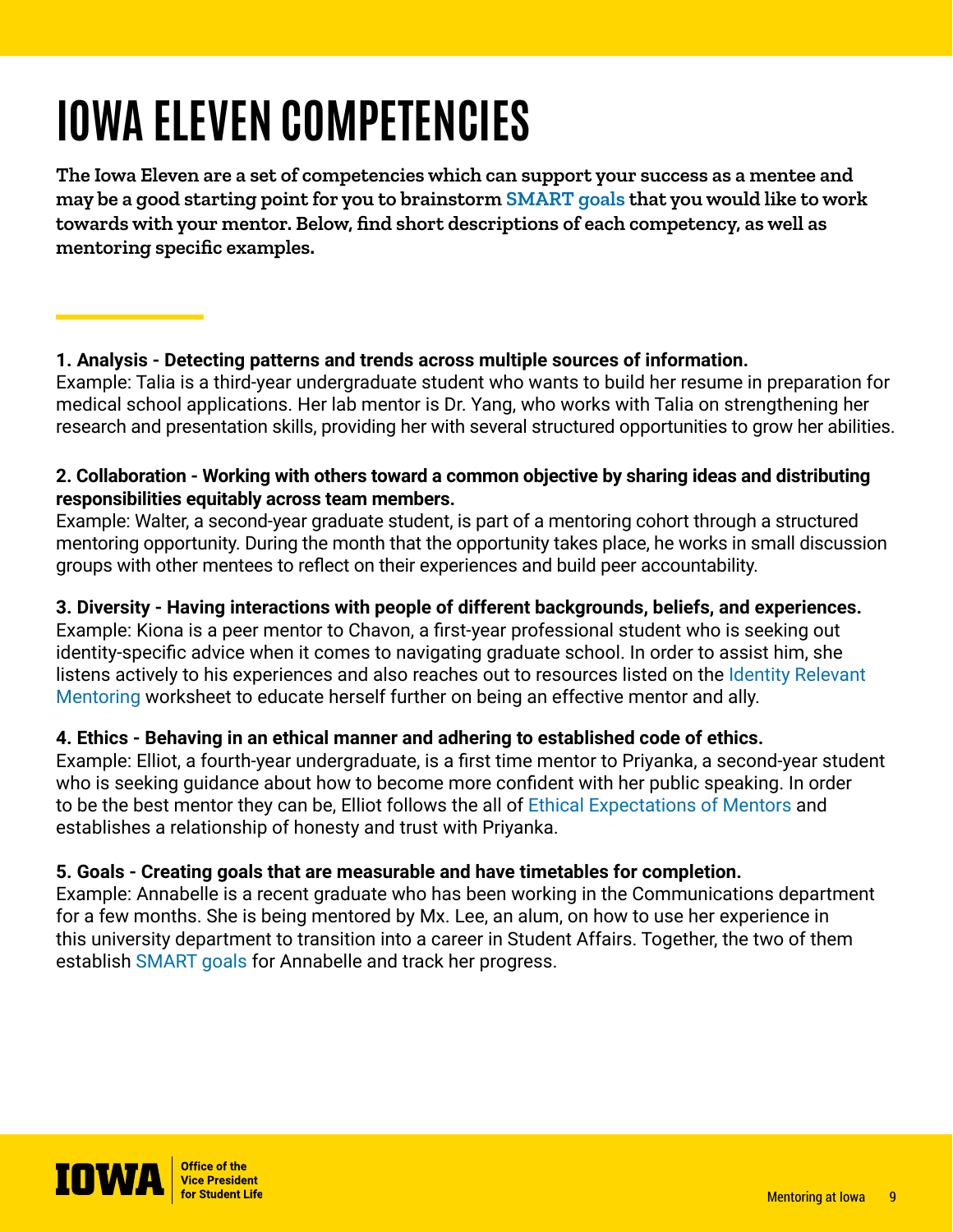# IOWA ELEVEN COMPETENCIES

**The Iowa Eleven are a set of competencies which can support your success as a mentee and may be a good starting point for you to brainstorm SMART goals that you would like to work towards with your mentor. Below, find short descriptions of each competency, as well as mentoring specific examples.**

**1. Analysis - Detecting patterns and trends across multiple sources of information.**
Example: Talia is a third-year undergraduate student who wants to build her resume in preparation for medical school applications. Her lab mentor is Dr. Yang, who works with Talia on strengthening her research and presentation skills, providing her with several structured opportunities to grow her abilities.

**2. Collaboration - Working with others toward a common objective by sharing ideas and distributing responsibilities equitably across team members.**
Example: Walter, a second-year graduate student, is part of a mentoring cohort through a structured mentoring opportunity. During the month that the opportunity takes place, he works in small discussion groups with other mentees to reflect on their experiences and build peer accountability.

**3. Diversity - Having interactions with people of different backgrounds, beliefs, and experiences.**
Example: Kiona is a peer mentor to Chavon, a first-year professional student who is seeking out identity-specific advice when it comes to navigating graduate school. In order to assist him, she listens actively to his experiences and also reaches out to resources listed on the Identity Relevant Mentoring worksheet to educate herself further on being an effective mentor and ally.

**4. Ethics - Behaving in an ethical manner and adhering to established code of ethics.**
Example: Elliot, a fourth-year undergraduate, is a first time mentor to Priyanka, a second-year student who is seeking guidance about how to become more confident with her public speaking. In order to be the best mentor they can be, Elliot follows the all of Ethical Expectations of Mentors and establishes a relationship of honesty and trust with Priyanka.

**5. Goals - Creating goals that are measurable and have timetables for completion.**
Example: Annabelle is a recent graduate who has been working in the Communications department for a few months. She is being mentored by Mx. Lee, an alum, on how to use her experience in this university department to transition into a career in Student Affairs. Together, the two of them establish SMART goals for Annabelle and track her progress.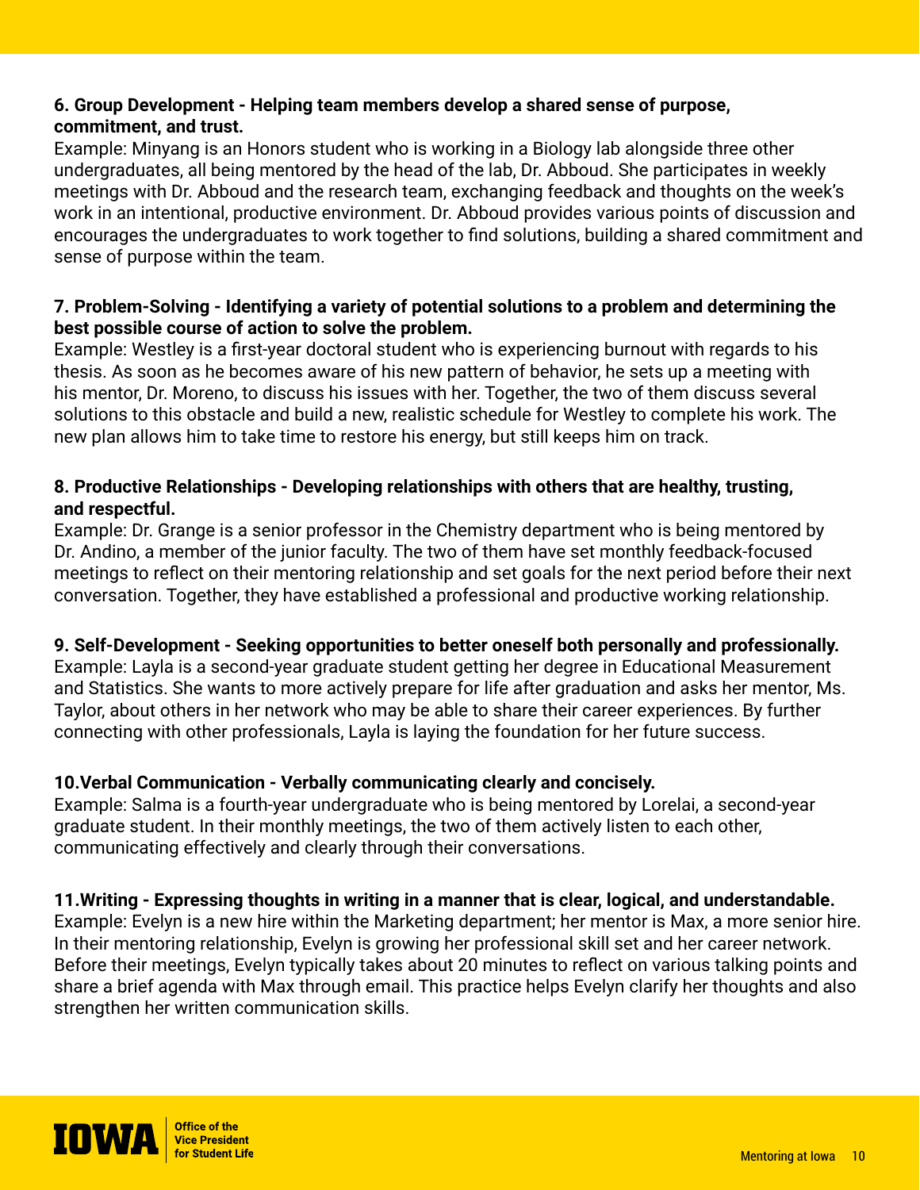**6. Group Development - Helping team members develop a shared sense of purpose, commitment, and trust.**
Example: Minyang is an Honors student who is working in a Biology lab alongside three other undergraduates, all being mentored by the head of the lab, Dr. Abboud. She participates in weekly meetings with Dr. Abboud and the research team, exchanging feedback and thoughts on the week's work in an intentional, productive environment. Dr. Abboud provides various points of discussion and encourages the undergraduates to work together to find solutions, building a shared commitment and sense of purpose within the team.

**7. Problem-Solving - Identifying a variety of potential solutions to a problem and determining the best possible course of action to solve the problem.**
Example: Westley is a first-year doctoral student who is experiencing burnout with regards to his thesis. As soon as he becomes aware of his new pattern of behavior, he sets up a meeting with his mentor, Dr. Moreno, to discuss his issues with her. Together, the two of them discuss several solutions to this obstacle and build a new, realistic schedule for Westley to complete his work. The new plan allows him to take time to restore his energy, but still keeps him on track.

**8. Productive Relationships - Developing relationships with others that are healthy, trusting, and respectful.**
Example: Dr. Grange is a senior professor in the Chemistry department who is being mentored by Dr. Andino, a member of the junior faculty. The two of them have set monthly feedback-focused meetings to reflect on their mentoring relationship and set goals for the next period before their next conversation. Together, they have established a professional and productive working relationship.

**9. Self-Development - Seeking opportunities to better oneself both personally and professionally.**
Example: Layla is a second-year graduate student getting her degree in Educational Measurement and Statistics. She wants to more actively prepare for life after graduation and asks her mentor, Ms. Taylor, about others in her network who may be able to share their career experiences. By further connecting with other professionals, Layla is laying the foundation for her future success.

**10.Verbal Communication - Verbally communicating clearly and concisely.**
Example: Salma is a fourth-year undergraduate who is being mentored by Lorelai, a second-year graduate student. In their monthly meetings, the two of them actively listen to each other, communicating effectively and clearly through their conversations.

**11.Writing - Expressing thoughts in writing in a manner that is clear, logical, and understandable.**
Example: Evelyn is a new hire within the Marketing department; her mentor is Max, a more senior hire. In their mentoring relationship, Evelyn is growing her professional skill set and her career network. Before their meetings, Evelyn typically takes about 20 minutes to reflect on various talking points and share a brief agenda with Max through email. This practice helps Evelyn clarify her thoughts and also strengthen her written communication skills.